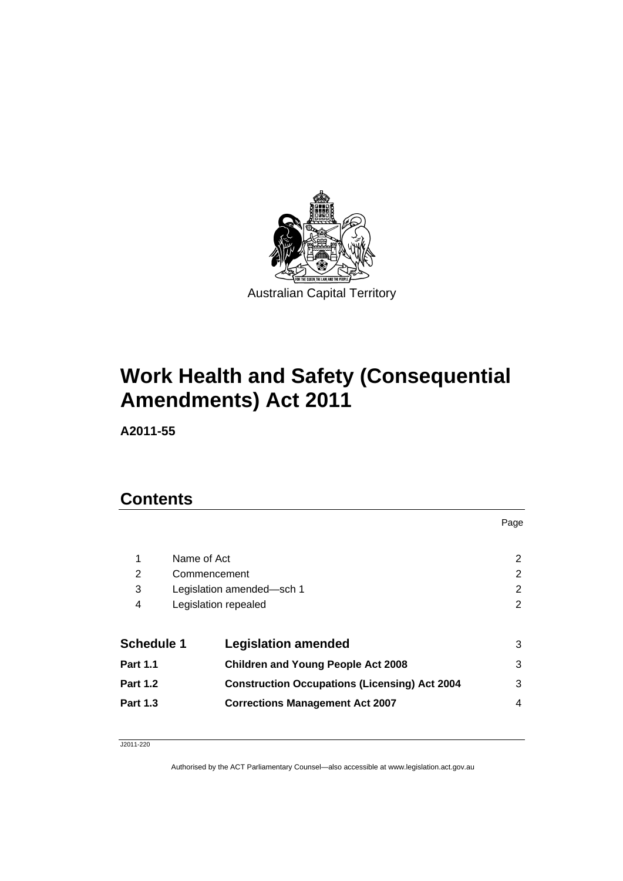Australian Capital Territory

# Work Health and Safety (Consequential Amendments) Act 2011

**A2011-55**

## Contents

| | | Page |
|---|---|---|
| 1 | Name of Act | 2 |
| 2 | Commencement | 2 |
| 3 | Legislation amended—sch 1 | 2 |
| 4 | Legislation repealed | 2 |
| **Schedule 1** | **Legislation amended** | 3 |
| **Part 1.1** | **Children and Young People Act 2008** | 3 |
| **Part 1.2** | **Construction Occupations (Licensing) Act 2004** | 3 |
| **Part 1.3** | **Corrections Management Act 2007** | 4 |

J2011-220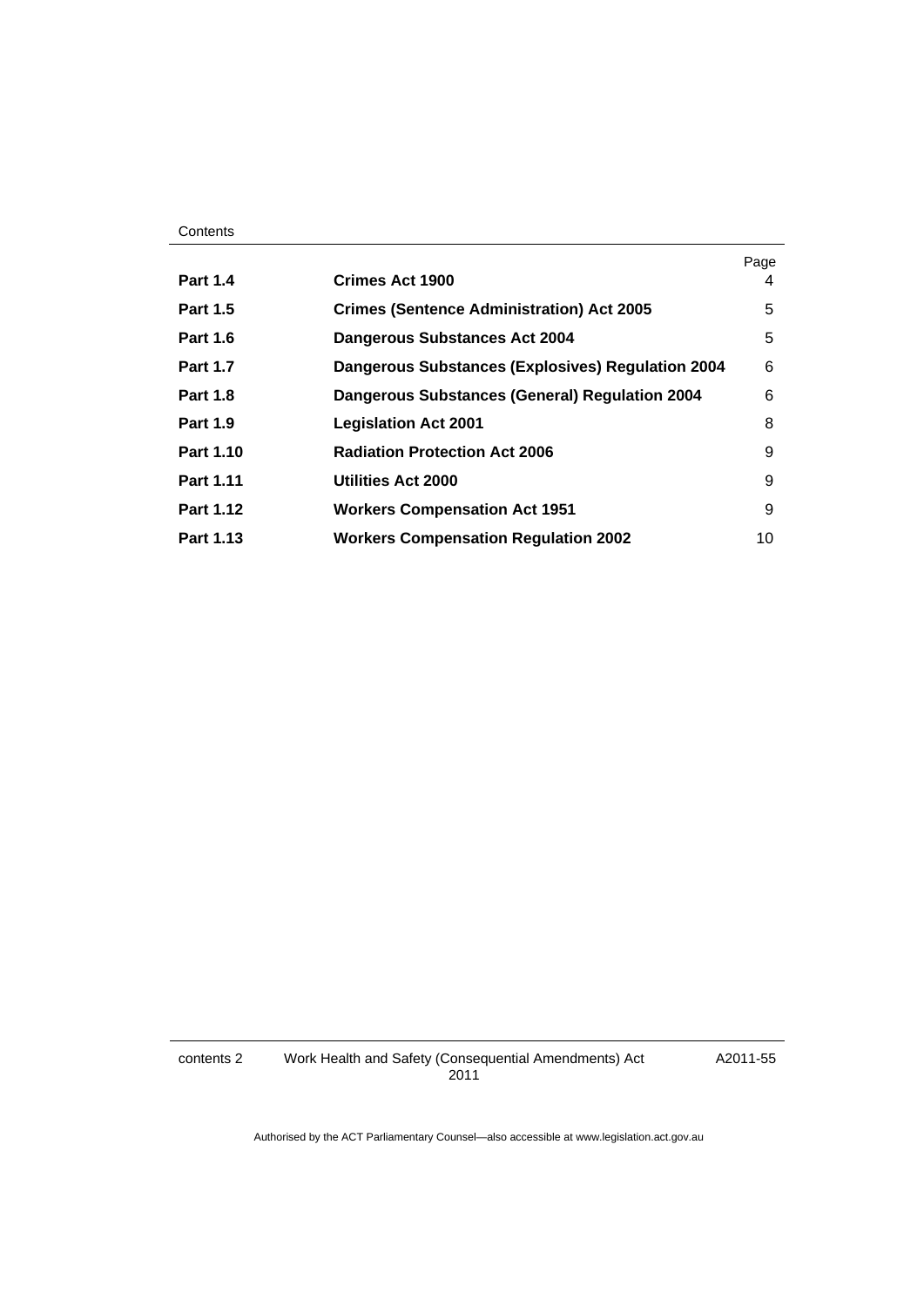| | | Page |
|---|---|---|
| **Part 1.4** | **Crimes Act 1900** | 4 |
| **Part 1.5** | **Crimes (Sentence Administration) Act 2005** | 5 |
| **Part 1.6** | **Dangerous Substances Act 2004** | 5 |
| **Part 1.7** | **Dangerous Substances (Explosives) Regulation 2004** | 6 |
| **Part 1.8** | **Dangerous Substances (General) Regulation 2004** | 6 |
| **Part 1.9** | **Legislation Act 2001** | 8 |
| **Part 1.10** | **Radiation Protection Act 2006** | 9 |
| **Part 1.11** | **Utilities Act 2000** | 9 |
| **Part 1.12** | **Workers Compensation Act 1951** | 9 |
| **Part 1.13** | **Workers Compensation Regulation 2002** | 10 |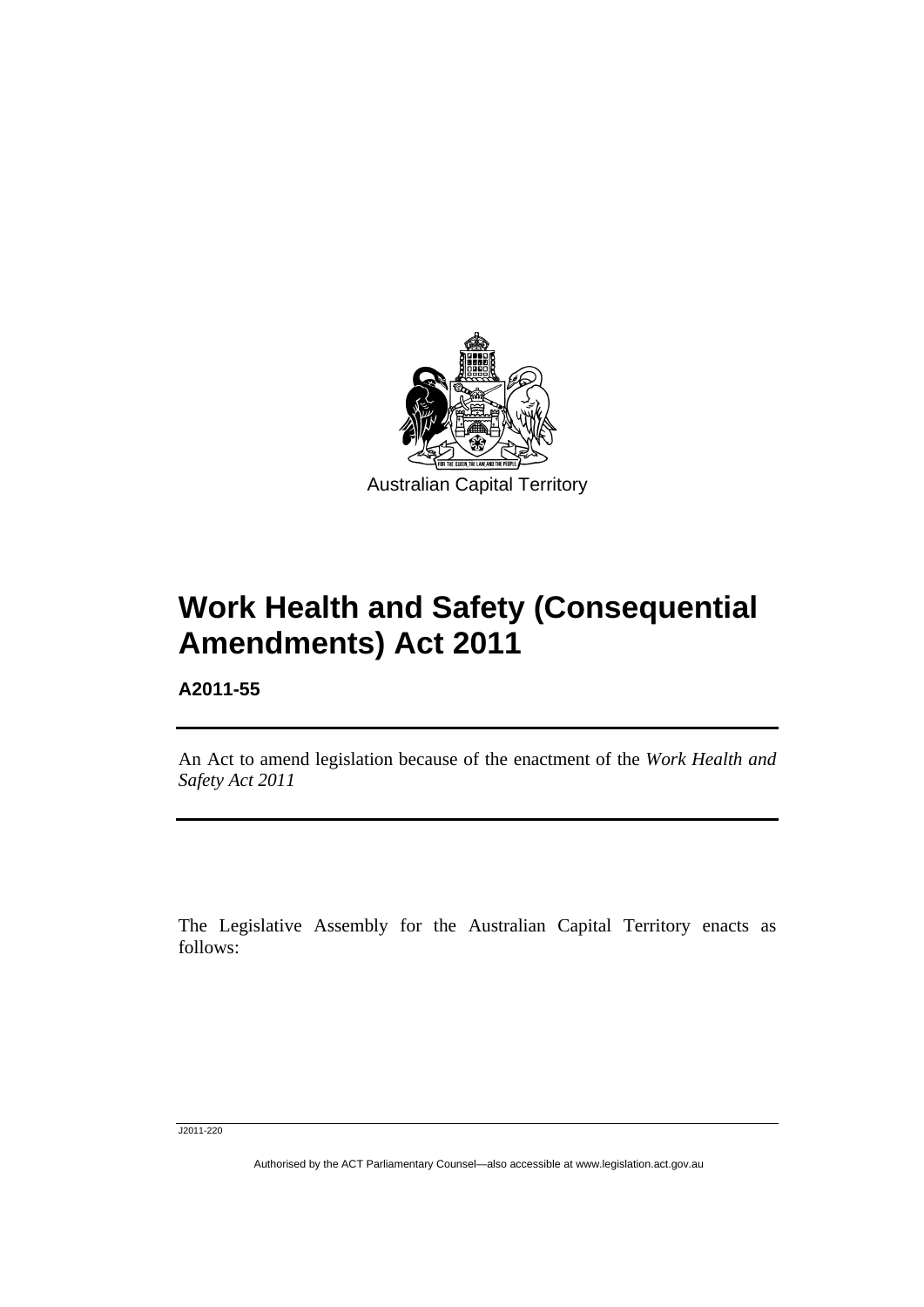Australian Capital Territory

# Work Health and Safety (Consequential Amendments) Act 2011

**A2011-55**

An Act to amend legislation because of the enactment of the *Work Health and Safety Act 2011*

The Legislative Assembly for the Australian Capital Territory enacts as follows:

J2011-220

Authorised by the ACT Parliamentary Counsel—also accessible at www.legislation.act.gov.au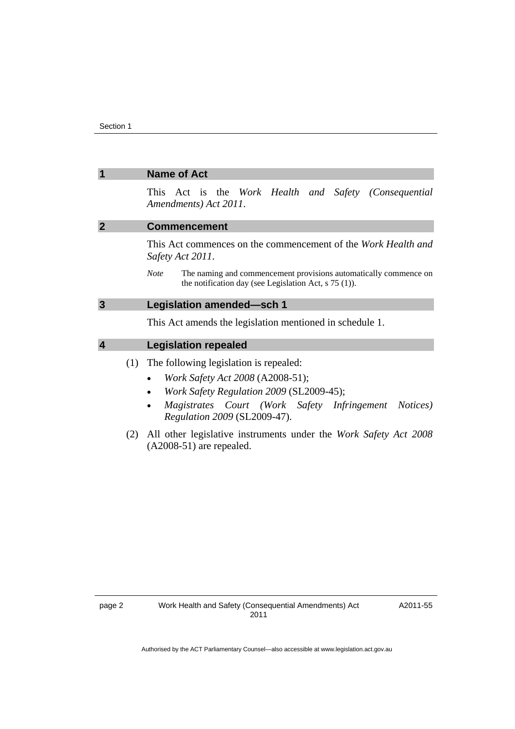## 1 Name of Act

This Act is the *Work Health and Safety (Consequential Amendments) Act 2011*.

## 2 Commencement

This Act commences on the commencement of the *Work Health and Safety Act 2011*.

*Note* The naming and commencement provisions automatically commence on the notification day (see Legislation Act, s 75 (1)).

## 3 Legislation amended—sch 1

This Act amends the legislation mentioned in schedule 1.

## 4 Legislation repealed

(1) The following legislation is repealed:

- *Work Safety Act 2008* (A2008-51);
- *Work Safety Regulation 2009* (SL2009-45);
- *Magistrates Court (Work Safety Infringement Notices) Regulation 2009* (SL2009-47).

(2) All other legislative instruments under the *Work Safety Act 2008* (A2008-51) are repealed.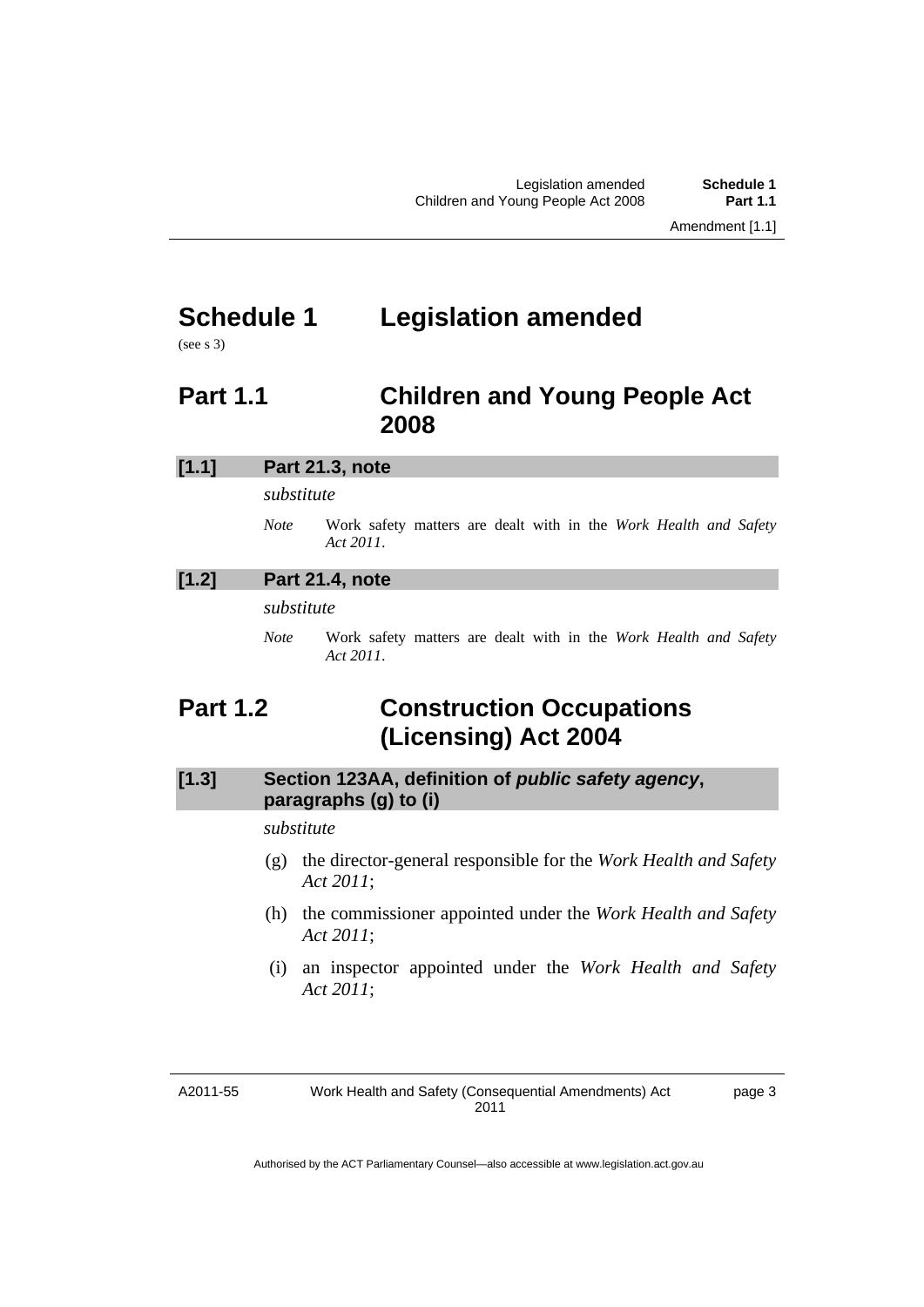# Schedule 1 Legislation amended

(see s 3)

## Part 1.1 Children and Young People Act 2008

### [1.1] Part 21.3, note

*substitute*

*Note* Work safety matters are dealt with in the *Work Health and Safety Act 2011*.

### [1.2] Part 21.4, note

*substitute*

*Note* Work safety matters are dealt with in the *Work Health and Safety Act 2011*.

## Part 1.2 Construction Occupations (Licensing) Act 2004

### [1.3] Section 123AA, definition of ***public safety agency***, paragraphs (g) to (i)

*substitute*

(g) the director-general responsible for the *Work Health and Safety Act 2011*;

(h) the commissioner appointed under the *Work Health and Safety Act 2011*;

(i) an inspector appointed under the *Work Health and Safety Act 2011*;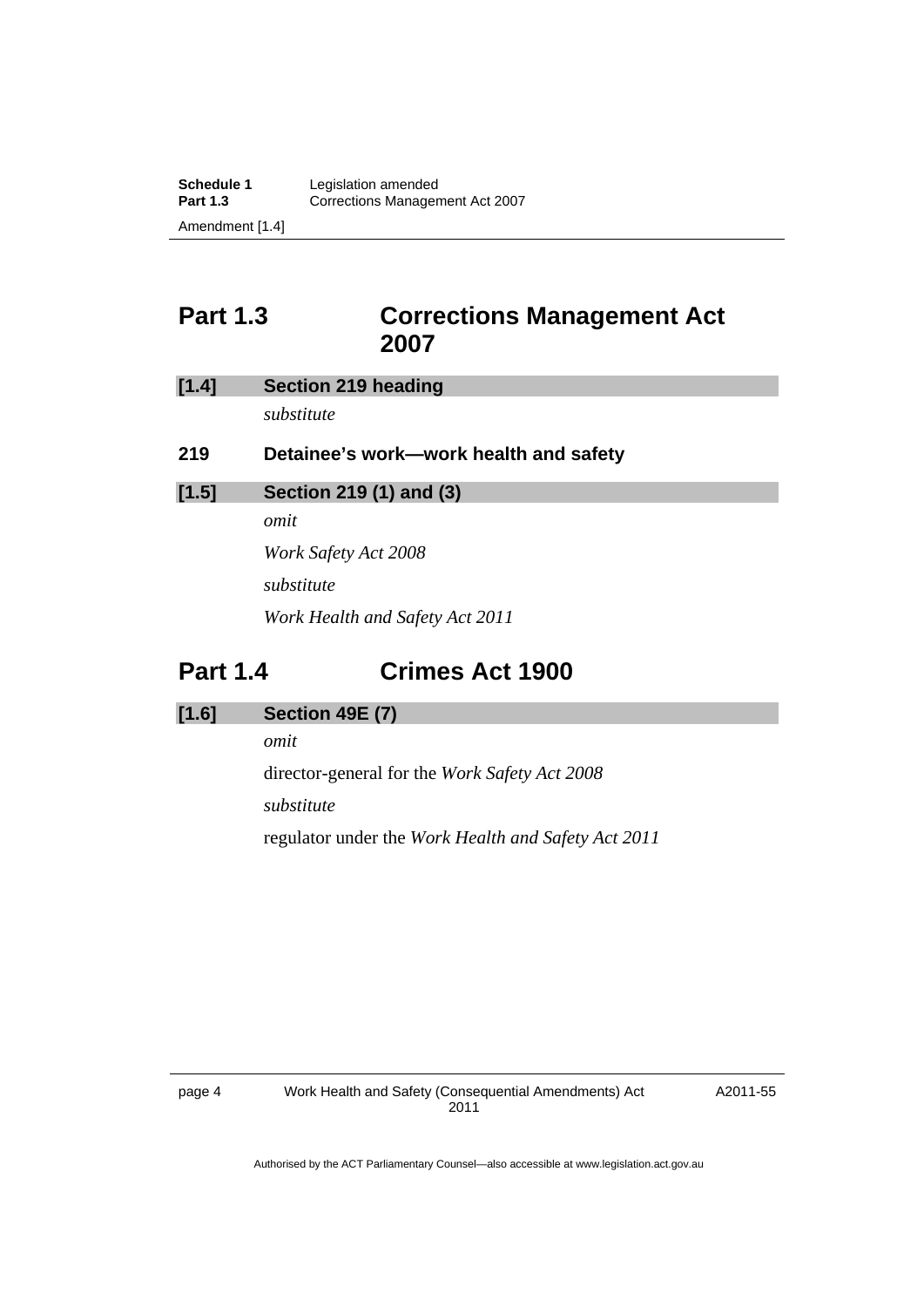## Part 1.3 Corrections Management Act 2007

**[1.4] Section 219 heading**

*substitute*

**219 Detainee's work—work health and safety**

**[1.5] Section 219 (1) and (3)**

*omit*

*Work Safety Act 2008*

*substitute*

*Work Health and Safety Act 2011*

## Part 1.4 Crimes Act 1900

**[1.6] Section 49E (7)**

*omit*

director-general for the *Work Safety Act 2008*

*substitute*

regulator under the *Work Health and Safety Act 2011*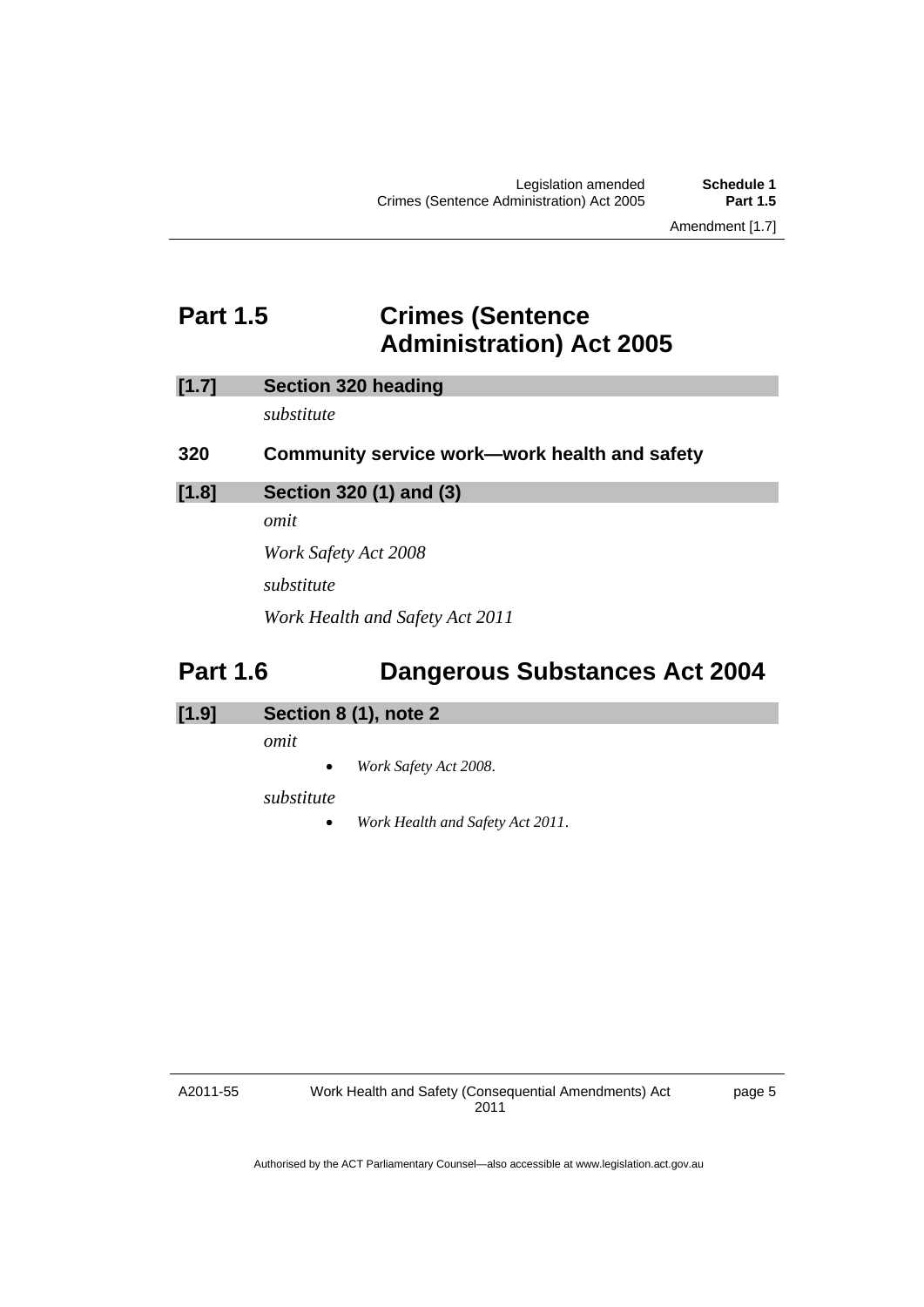# Part 1.5 Crimes (Sentence Administration) Act 2005

### [1.7] Section 320 heading

*substitute*

**320 Community service work—work health and safety**

### [1.8] Section 320 (1) and (3)

*omit*

*Work Safety Act 2008*

*substitute*

*Work Health and Safety Act 2011*

# Part 1.6 Dangerous Substances Act 2004

### [1.9] Section 8 (1), note 2

*omit*

- *Work Safety Act 2008*.

*substitute*

- *Work Health and Safety Act 2011*.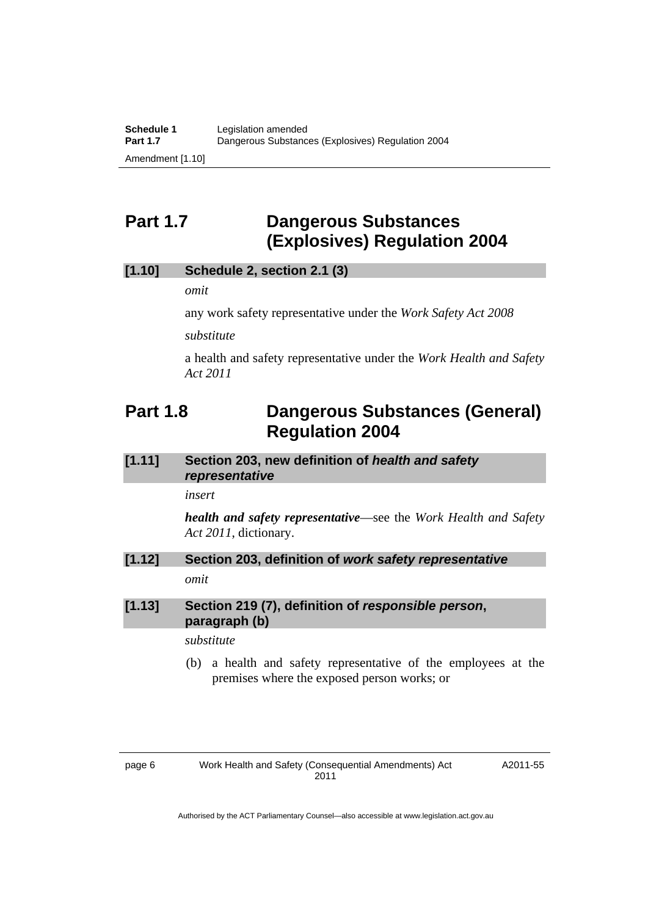## Part 1.7 Dangerous Substances (Explosives) Regulation 2004

### [1.10] Schedule 2, section 2.1 (3)

*omit*

any work safety representative under the *Work Safety Act 2008*

*substitute*

a health and safety representative under the *Work Health and Safety Act 2011*

## Part 1.8 Dangerous Substances (General) Regulation 2004

### [1.11] Section 203, new definition of *health and safety representative*

*insert*

***health and safety representative***—see the *Work Health and Safety Act 2011*, dictionary.

### [1.12] Section 203, definition of *work safety representative*

*omit*

### [1.13] Section 219 (7), definition of *responsible person*, paragraph (b)

*substitute*

(b) a health and safety representative of the employees at the premises where the exposed person works; or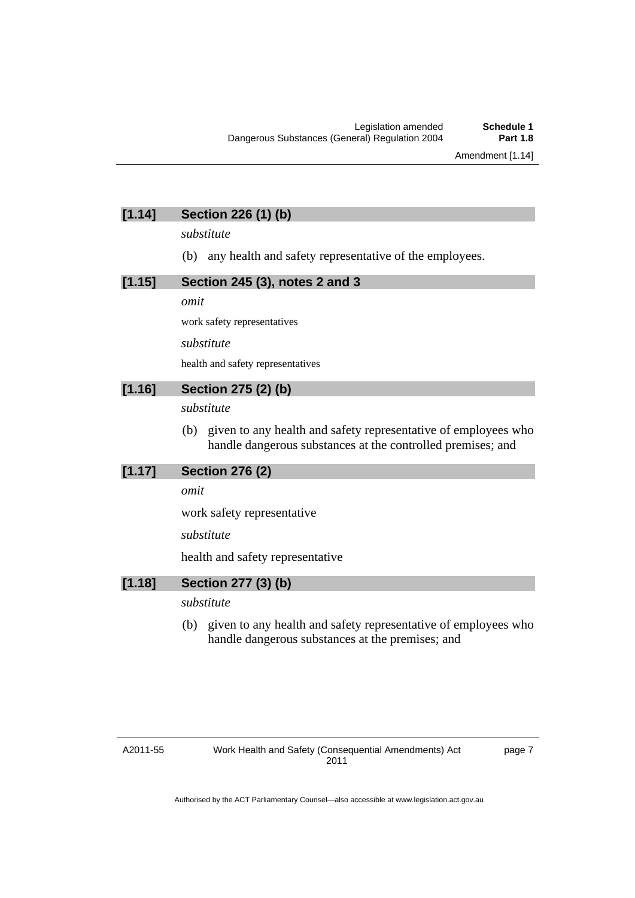### [1.14] Section 226 (1) (b)

*substitute*

(b) any health and safety representative of the employees.

### [1.15] Section 245 (3), notes 2 and 3

*omit*

work safety representatives

*substitute*

health and safety representatives

### [1.16] Section 275 (2) (b)

*substitute*

(b) given to any health and safety representative of employees who handle dangerous substances at the controlled premises; and

### [1.17] Section 276 (2)

*omit*

work safety representative

*substitute*

health and safety representative

### [1.18] Section 277 (3) (b)

*substitute*

(b) given to any health and safety representative of employees who handle dangerous substances at the premises; and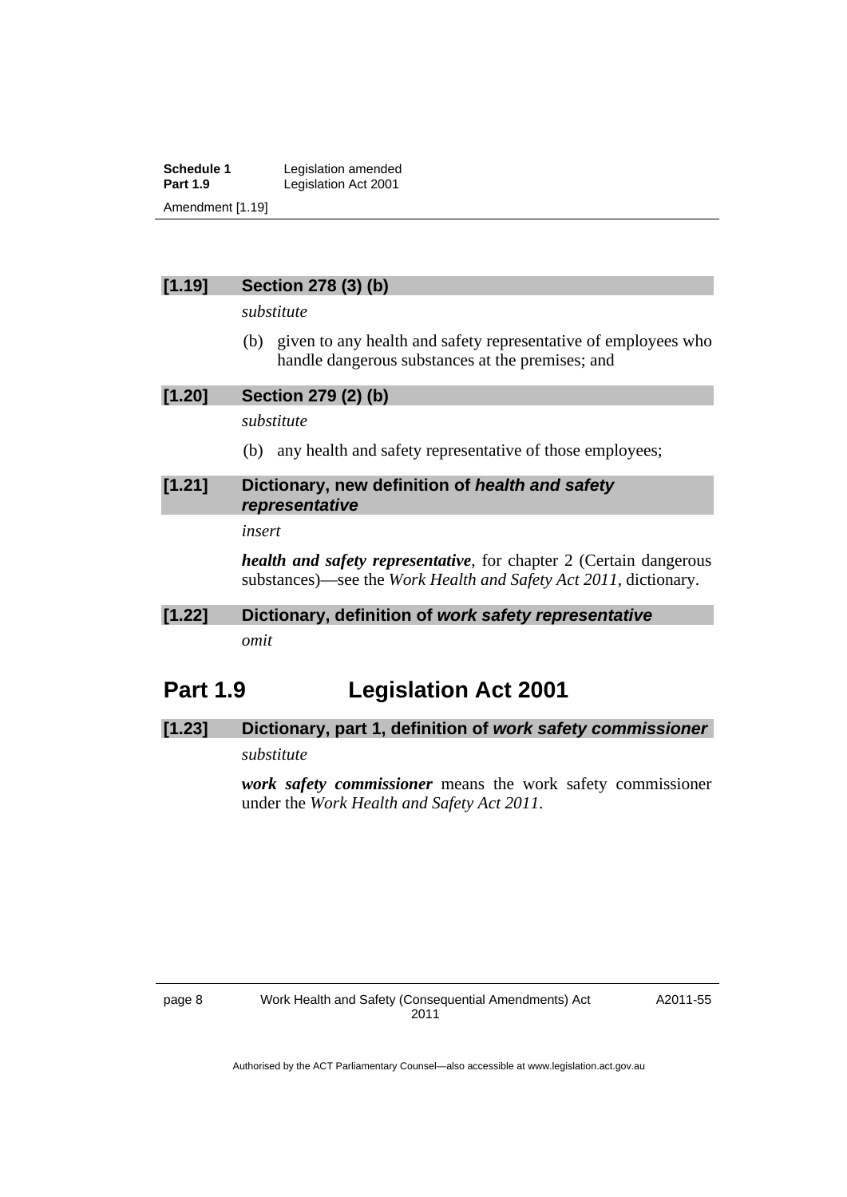### [1.19] Section 278 (3) (b)

*substitute*

(b) given to any health and safety representative of employees who handle dangerous substances at the premises; and

### [1.20] Section 279 (2) (b)

*substitute*

(b) any health and safety representative of those employees;

### [1.21] Dictionary, new definition of *health and safety representative*

*insert*

***health and safety representative***, for chapter 2 (Certain dangerous substances)—see the *Work Health and Safety Act 2011*, dictionary.

### [1.22] Dictionary, definition of *work safety representative*

*omit*

## Part 1.9 Legislation Act 2001

### [1.23] Dictionary, part 1, definition of *work safety commissioner*

*substitute*

***work safety commissioner*** means the work safety commissioner under the *Work Health and Safety Act 2011*.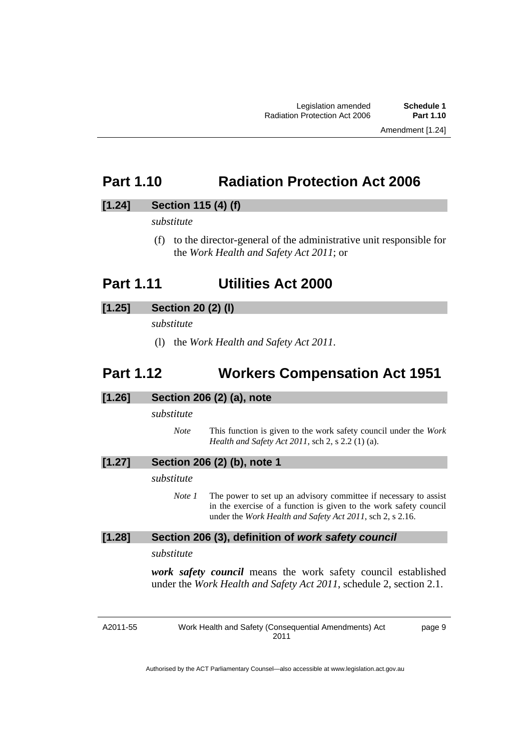## Part 1.10 Radiation Protection Act 2006

### [1.24] Section 115 (4) (f)

*substitute*

(f) to the director-general of the administrative unit responsible for the *Work Health and Safety Act 2011*; or

## Part 1.11 Utilities Act 2000

### [1.25] Section 20 (2) (l)

*substitute*

(l) the *Work Health and Safety Act 2011*.

## Part 1.12 Workers Compensation Act 1951

### [1.26] Section 206 (2) (a), note

*substitute*

*Note* This function is given to the work safety council under the *Work Health and Safety Act 2011*, sch 2, s 2.2 (1) (a).

### [1.27] Section 206 (2) (b), note 1

*substitute*

*Note 1* The power to set up an advisory committee if necessary to assist in the exercise of a function is given to the work safety council under the *Work Health and Safety Act 2011*, sch 2, s 2.16.

### [1.28] Section 206 (3), definition of *work safety council*

*substitute*

***work safety council*** means the work safety council established under the *Work Health and Safety Act 2011*, schedule 2, section 2.1.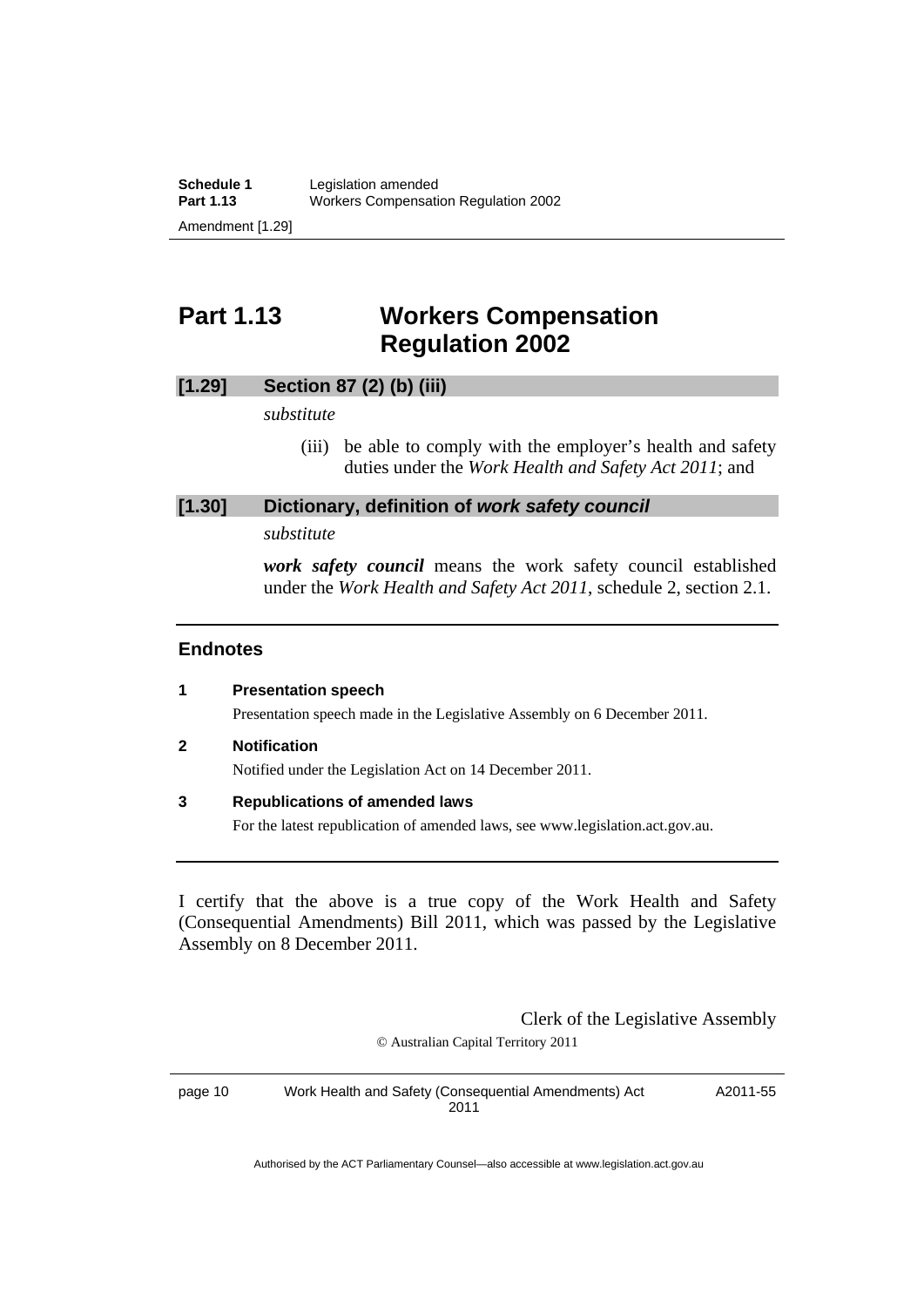# Part 1.13 Workers Compensation Regulation 2002

### [1.29] Section 87 (2) (b) (iii)

*substitute*

(iii) be able to comply with the employer's health and safety duties under the *Work Health and Safety Act 2011*; and

### [1.30] Dictionary, definition of *work safety council*

*substitute*

***work safety council*** means the work safety council established under the *Work Health and Safety Act 2011*, schedule 2, section 2.1.

## Endnotes

**1 Presentation speech**

Presentation speech made in the Legislative Assembly on 6 December 2011.

**2 Notification**

Notified under the Legislation Act on 14 December 2011.

**3 Republications of amended laws**

For the latest republication of amended laws, see www.legislation.act.gov.au.

I certify that the above is a true copy of the Work Health and Safety (Consequential Amendments) Bill 2011, which was passed by the Legislative Assembly on 8 December 2011.

Clerk of the Legislative Assembly

© Australian Capital Territory 2011